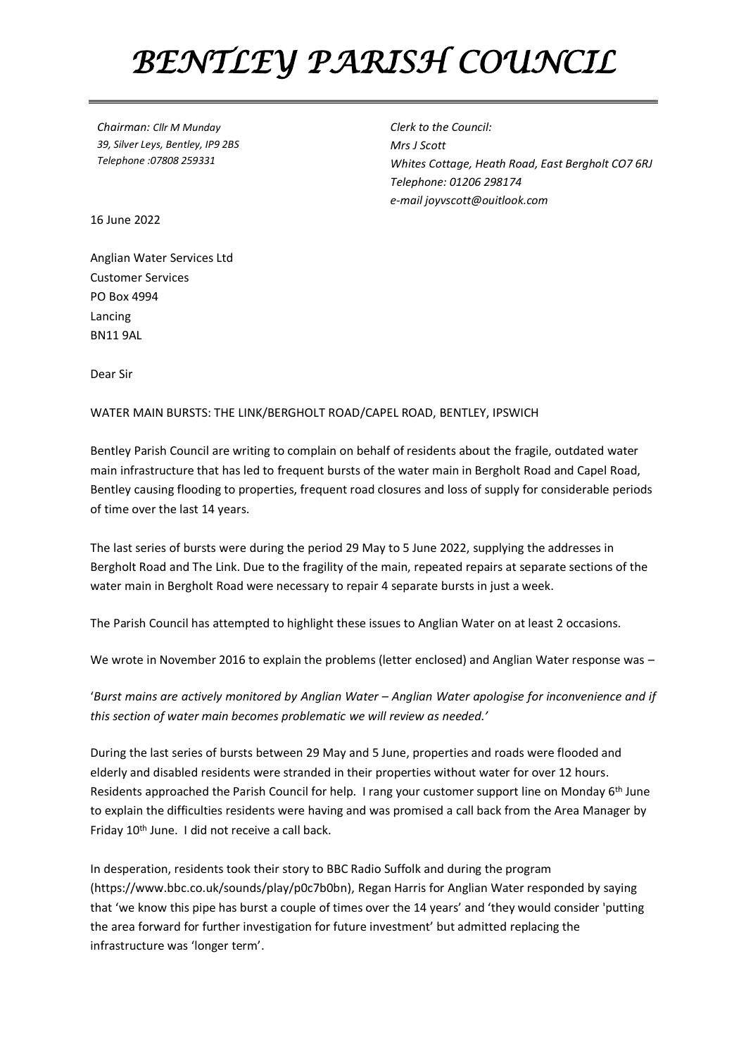# *BENTLEY PARISH COUNCIL*

*Chairman: Cllr M Munday*
*39, Silver Leys, Bentley, IP9 2BS*
*Telephone :07808 259331*

*Clerk to the Council:*
*Mrs J Scott*
*Whites Cottage, Heath Road, East Bergholt CO7 6RJ*
*Telephone: 01206 298174*
*e-mail joyvscott@ouitlook.com*

16 June 2022

Anglian Water Services Ltd
Customer Services
PO Box 4994
Lancing
BN11 9AL

Dear Sir

WATER MAIN BURSTS: THE LINK/BERGHOLT ROAD/CAPEL ROAD, BENTLEY, IPSWICH

Bentley Parish Council are writing to complain on behalf of residents about the fragile, outdated water main infrastructure that has led to frequent bursts of the water main in Bergholt Road and Capel Road, Bentley causing flooding to properties, frequent road closures and loss of supply for considerable periods of time over the last 14 years.

The last series of bursts were during the period 29 May to 5 June 2022, supplying the addresses in Bergholt Road and The Link. Due to the fragility of the main, repeated repairs at separate sections of the water main in Bergholt Road were necessary to repair 4 separate bursts in just a week.

The Parish Council has attempted to highlight these issues to Anglian Water on at least 2 occasions.

We wrote in November 2016 to explain the problems (letter enclosed) and Anglian Water response was –

'*Burst mains are actively monitored by Anglian Water – Anglian Water apologise for inconvenience and if this section of water main becomes problematic we will review as needed.'*

During the last series of bursts between 29 May and 5 June, properties and roads were flooded and elderly and disabled residents were stranded in their properties without water for over 12 hours. Residents approached the Parish Council for help. I rang your customer support line on Monday 6th June to explain the difficulties residents were having and was promised a call back from the Area Manager by Friday 10th June. I did not receive a call back.

In desperation, residents took their story to BBC Radio Suffolk and during the program (https://www.bbc.co.uk/sounds/play/p0c7b0bn), Regan Harris for Anglian Water responded by saying that 'we know this pipe has burst a couple of times over the 14 years' and 'they would consider 'putting the area forward for further investigation for future investment' but admitted replacing the infrastructure was 'longer term'.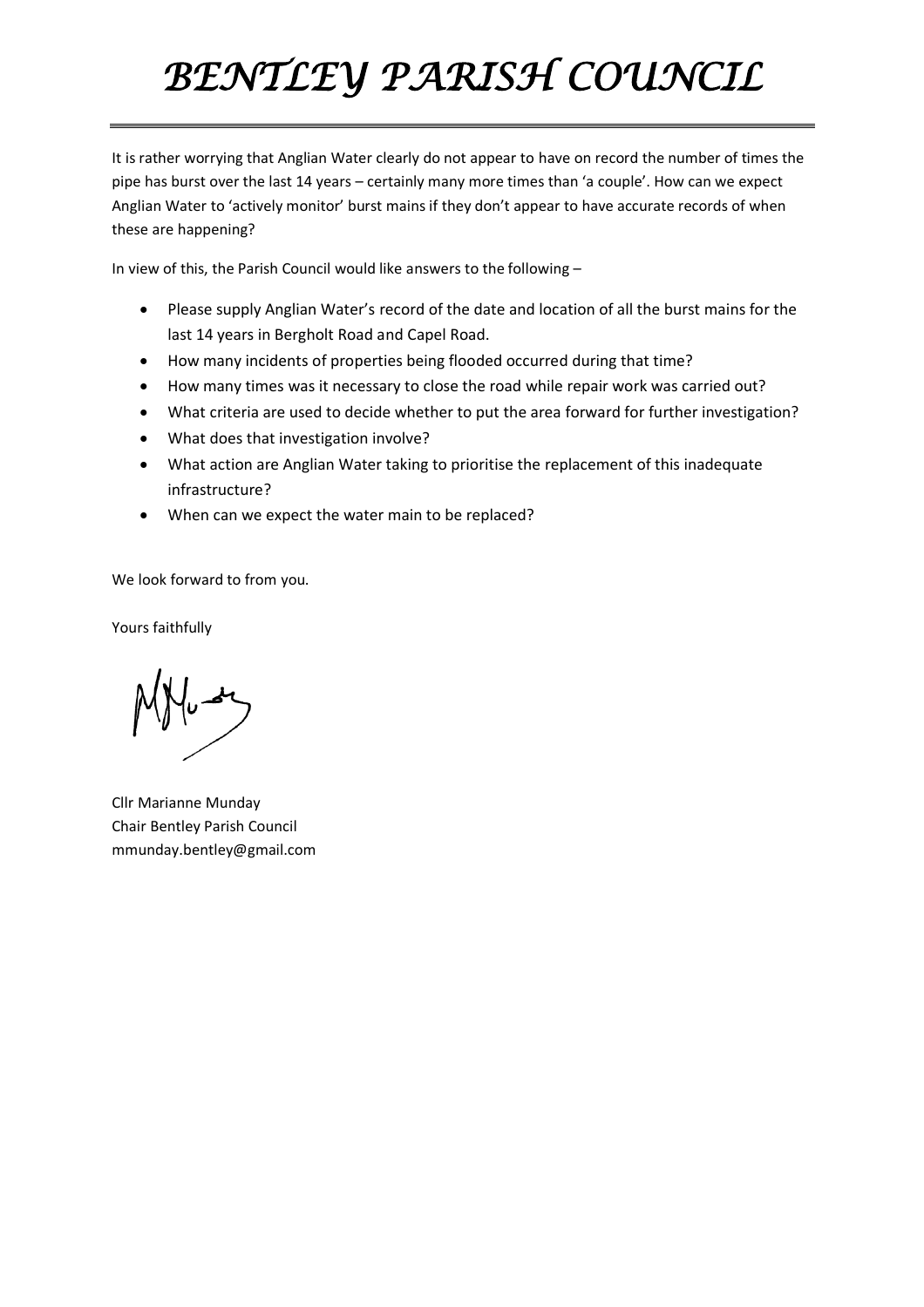# BENTLEY PARISH COUNCIL

It is rather worrying that Anglian Water clearly do not appear to have on record the number of times the pipe has burst over the last 14 years – certainly many more times than 'a couple'. How can we expect Anglian Water to 'actively monitor' burst mains if they don't appear to have accurate records of when these are happening?

In view of this, the Parish Council would like answers to the following –

- Please supply Anglian Water's record of the date and location of all the burst mains for the last 14 years in Bergholt Road and Capel Road.
- How many incidents of properties being flooded occurred during that time?
- How many times was it necessary to close the road while repair work was carried out?
- What criteria are used to decide whether to put the area forward for further investigation?
- What does that investigation involve?
- What action are Anglian Water taking to prioritise the replacement of this inadequate infrastructure?
- When can we expect the water main to be replaced?

We look forward to from you.

Yours faithfully

Cllr Marianne Munday
Chair Bentley Parish Council
mmunday.bentley@gmail.com